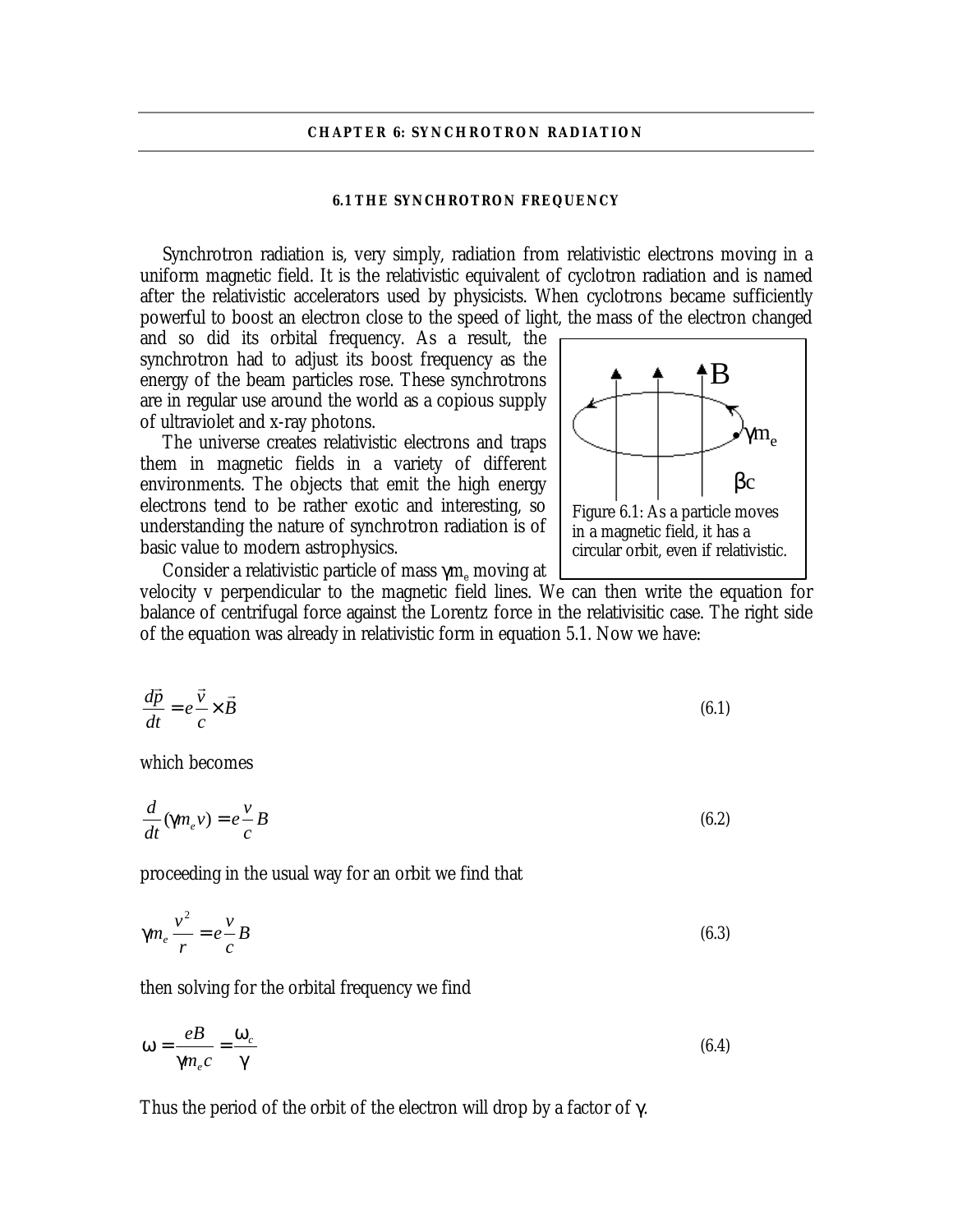# CHAPTER 6: SYNCHROTRON RADIATION

## 6.1 THE SYNCHROTRON FREQUENCY

Synchrotron radiation is, very simply, radiation from relativistic electrons moving in a uniform magnetic field. It is the relativistic equivalent of cyclotron radiation and is named after the relativistic accelerators used by physicists. When cyclotrons became sufficiently powerful to boost an electron close to the speed of light, the mass of the electron changed and so did its orbital frequency. As a result, the synchrotron had to adjust its boost frequency as the energy of the beam particles rose. These synchrotrons are in regular use around the world as a copious supply of ultraviolet and x-ray photons.

The universe creates relativistic electrons and traps them in magnetic fields in a variety of different environments. The objects that emit the high energy electrons tend to be rather exotic and interesting, so understanding the nature of synchrotron radiation is of basic value to modern astrophysics.

Figure 6.1: As a particle moves in a magnetic field, it has a circular orbit, even if relativistic.

Consider a relativistic particle of mass $\gamma m_e$ moving at velocity v perpendicular to the magnetic field lines. We can then write the equation for balance of centrifugal force against the Lorentz force in the relativisitic case. The right side of the equation was already in relativistic form in equation 5.1. Now we have:

$$\frac{d\vec{p}}{dt} = e\frac{\vec{v}}{c} \times \vec{B} \tag{6.1}$$

which becomes

$$\frac{d}{dt}(\gamma m_e v) = e\frac{v}{c}B \tag{6.2}$$

proceeding in the usual way for an orbit we find that

$$\gamma m_e \frac{v^2}{r} = e\frac{v}{c}B \tag{6.3}$$

then solving for the orbital frequency we find

$$\omega = \frac{eB}{\gamma m_e c} = \frac{\omega_c}{\gamma} \tag{6.4}$$

Thus the period of the orbit of the electron will drop by a factor of $\gamma$.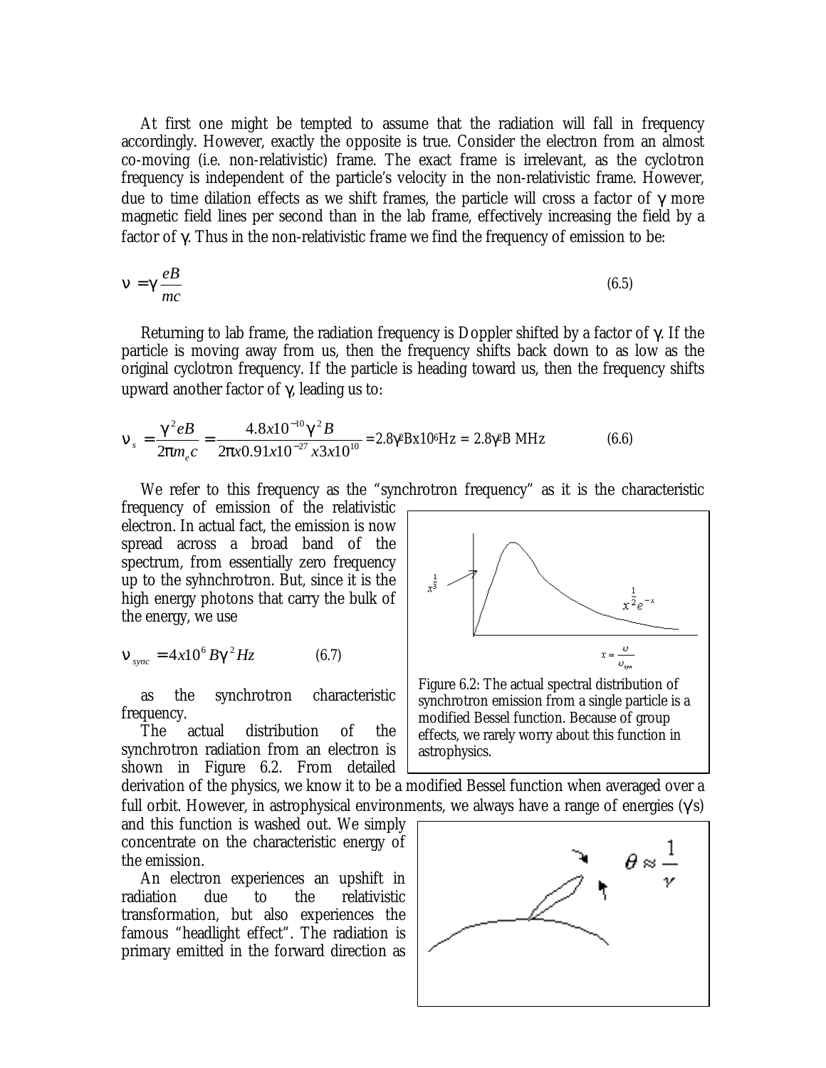At first one might be tempted to assume that the radiation will fall in frequency accordingly. However, exactly the opposite is true. Consider the electron from an almost co-moving (i.e. non-relativistic) frame. The exact frame is irrelevant, as the cyclotron frequency is independent of the particle's velocity in the non-relativistic frame. However, due to time dilation effects as we shift frames, the particle will cross a factor of $\gamma$ more magnetic field lines per second than in the lab frame, effectively increasing the field by a factor of $\gamma$. Thus in the non-relativistic frame we find the frequency of emission to be:

$$\nu = \gamma \frac{eB}{mc} \tag{6.5}$$

Returning to lab frame, the radiation frequency is Doppler shifted by a factor of $\gamma$. If the particle is moving away from us, then the frequency shifts back down to as low as the original cyclotron frequency. If the particle is heading toward us, then the frequency shifts upward another factor of $\gamma$, leading us to:

$$\nu_s = \frac{\gamma^2 eB}{2\pi m_e c} = \frac{4.8x10^{-10}\gamma^2 B}{2\pi x 0.91x10^{-27}x3x10^{10}} = 2.8\gamma^2 Bx10^6 \text{Hz} = 2.8\gamma^2 B \text{ MHz} \tag{6.6}$$

We refer to this frequency as the "synchrotron frequency" as it is the characteristic frequency of emission of the relativistic electron. In actual fact, the emission is now spread across a broad band of the spectrum, from essentially zero frequency up to the syhnchrotron. But, since it is the high energy photons that carry the bulk of the energy, we use

$$\nu_{sync} = 4x10^6 B\gamma^2 Hz \tag{6.7}$$

as the synchrotron characteristic frequency.

The actual distribution of the synchrotron radiation from an electron is shown in Figure 6.2. From detailed derivation of the physics, we know it to be a modified Bessel function when averaged over a full orbit. However, in astrophysical environments, we always have a range of energies ($\gamma$s) and this function is washed out. We simply concentrate on the characteristic energy of the emission.

Figure 6.2: The actual spectral distribution of synchrotron emission from a single particle is a modified Bessel function. Because of group effects, we rarely worry about this function in astrophysics.

An electron experiences an upshift in radiation due to the relativistic transformation, but also experiences the famous "headlight effect". The radiation is primary emitted in the forward direction as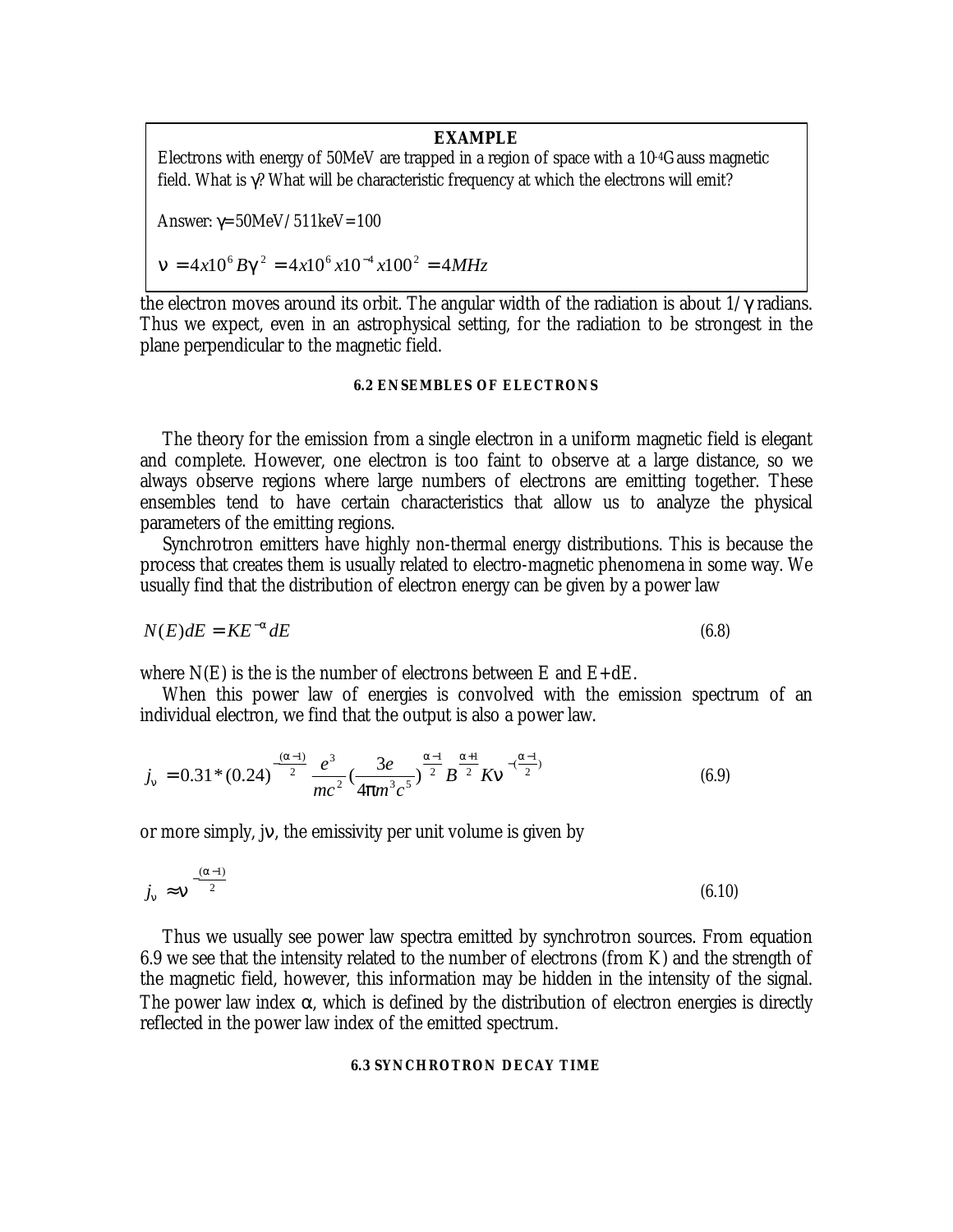**EXAMPLE**

Electrons with energy of 50MeV are trapped in a region of space with a $10^{-4}$Gauss magnetic field. What is $\gamma$? What will be characteristic frequency at which the electrons will emit?

Answer: $\gamma$=50MeV/511keV=100

$$\nu = 4x10^6 B\gamma^2 = 4x10^6 x10^{-4} x100^2 = 4MHz$$

the electron moves around its orbit. The angular width of the radiation is about $1/\gamma$ radians. Thus we expect, even in an astrophysical setting, for the radiation to be strongest in the plane perpendicular to the magnetic field.

### 6.2 ENSEMBLES OF ELECTRONS

The theory for the emission from a single electron in a uniform magnetic field is elegant and complete. However, one electron is too faint to observe at a large distance, so we always observe regions where large numbers of electrons are emitting together. These ensembles tend to have certain characteristics that allow us to analyze the physical parameters of the emitting regions.

Synchrotron emitters have highly non-thermal energy distributions. This is because the process that creates them is usually related to electro-magnetic phenomena in some way. We usually find that the distribution of electron energy can be given by a power law

$$N(E)dE = KE^{-\alpha} dE \tag{6.8}$$

where N(E) is the is the number of electrons between E and E+dE.

When this power law of energies is convolved with the emission spectrum of an individual electron, we find that the output is also a power law.

$$j_\nu = 0.31 * (0.24)^{-\frac{(\alpha-1)}{2}} \frac{e^3}{mc^2} (\frac{3e}{4\pi m^3 c^5})^{\frac{\alpha-1}{2}} B^{\frac{\alpha+1}{2}} K \nu^{-(\frac{\alpha-1}{2})} \tag{6.9}$$

or more simply, $j_\nu$, the emissivity per unit volume is given by

$$j_\nu \approx \nu^{-\frac{(\alpha-1)}{2}} \tag{6.10}$$

Thus we usually see power law spectra emitted by synchrotron sources. From equation 6.9 we see that the intensity related to the number of electrons (from K) and the strength of the magnetic field, however, this information may be hidden in the intensity of the signal. The power law index $\alpha$, which is defined by the distribution of electron energies is directly reflected in the power law index of the emitted spectrum.

### 6.3 SYNCHROTRON DECAY TIME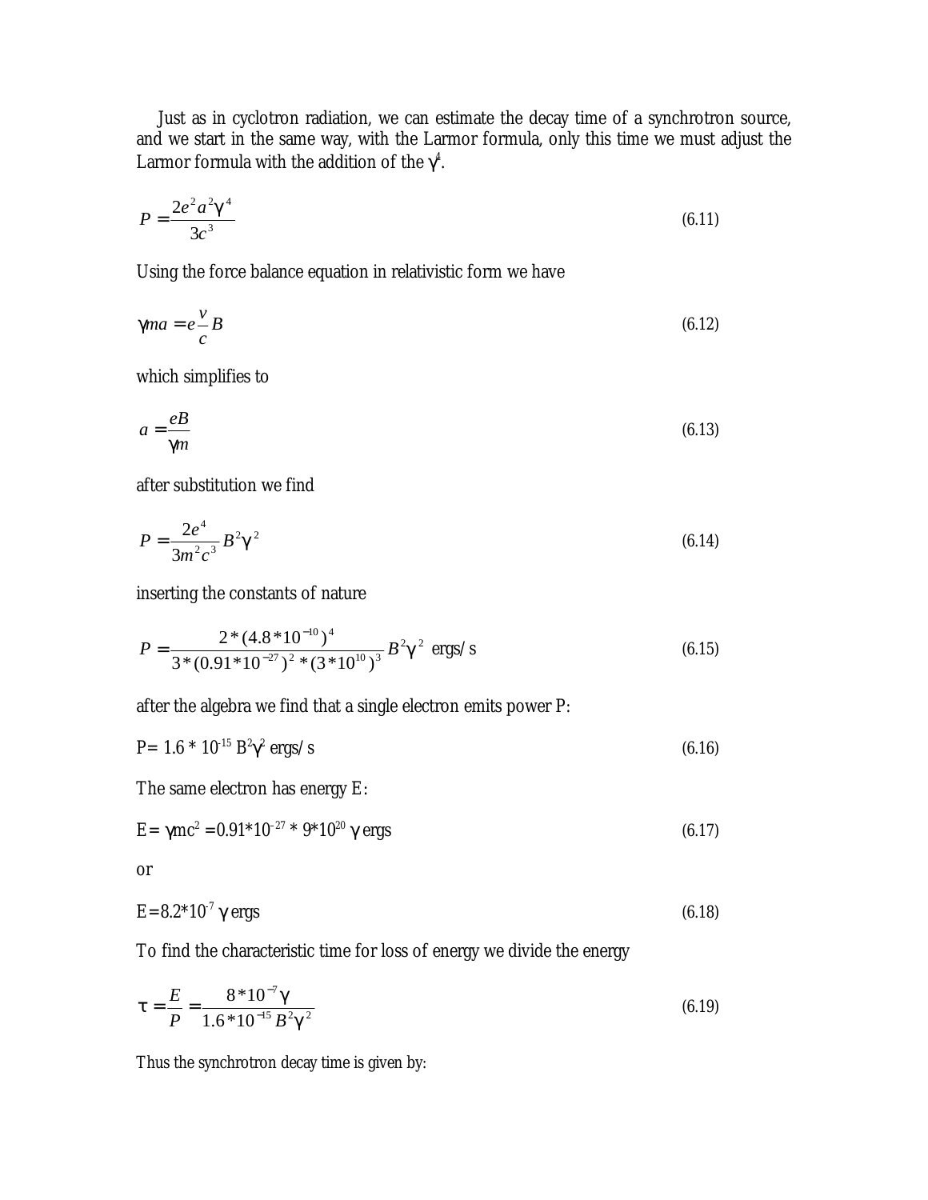Just as in cyclotron radiation, we can estimate the decay time of a synchrotron source, and we start in the same way, with the Larmor formula, only this time we must adjust the Larmor formula with the addition of the $\gamma^4$.

$$P = \frac{2e^2 a^2 \gamma^4}{3c^3} \tag{6.11}$$

Using the force balance equation in relativistic form we have

$$\gamma m a = e\frac{v}{c}B \tag{6.12}$$

which simplifies to

$$a = \frac{eB}{\gamma m} \tag{6.13}$$

after substitution we find

$$P = \frac{2e^4}{3m^2c^3}B^2\gamma^2 \tag{6.14}$$

inserting the constants of nature

$$P = \frac{2*(4.8*10^{-10})^4}{3*(0.91*10^{-27})^2*(3*10^{10})^3}B^2\gamma^2 \text{ ergs/s} \tag{6.15}$$

after the algebra we find that a single electron emits power P:

$$P = 1.6*10^{-15}\,B^2\gamma^2 \text{ ergs/s} \tag{6.16}$$

The same electron has energy E:

$$E = \gamma mc^2 = 0.91*10^{-27}*9*10^{20}\,\gamma \text{ ergs} \tag{6.17}$$

or

$$E = 8.2*10^{-7}\,\gamma \text{ ergs} \tag{6.18}$$

To find the characteristic time for loss of energy we divide the energy

$$\tau = \frac{E}{P} = \frac{8*10^{-7}\gamma}{1.6*10^{-15}B^2\gamma^2} \tag{6.19}$$

Thus the synchrotron decay time is given by: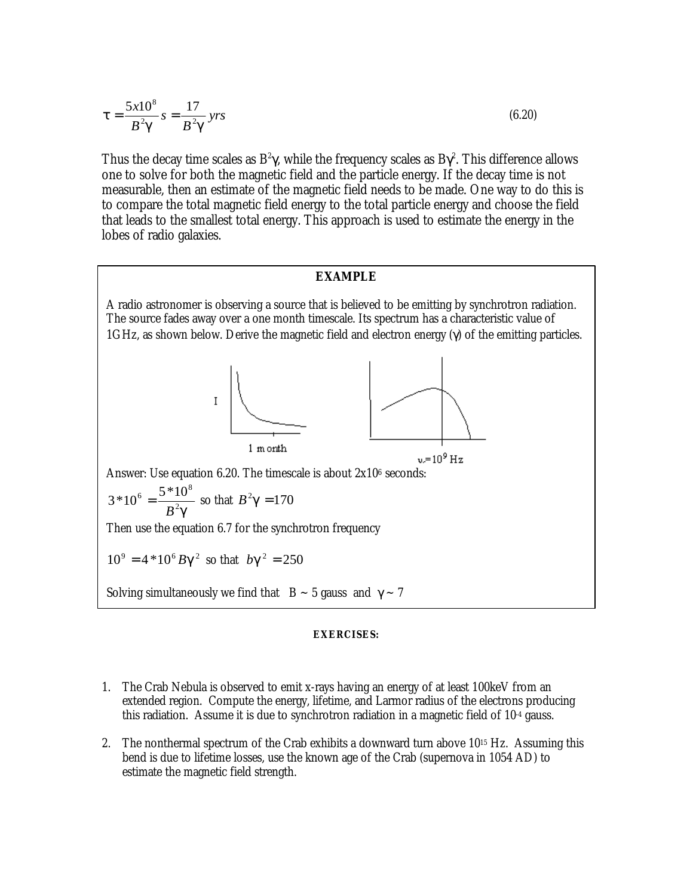$$\tau = \frac{5x10^8}{B^2\gamma}s = \frac{17}{B^2\gamma}yrs \tag{6.20}$$

Thus the decay time scales as $B^2\gamma$, while the frequency scales as $B\gamma^2$. This difference allows one to solve for both the magnetic field and the particle energy. If the decay time is not measurable, then an estimate of the magnetic field needs to be made. One way to do this is to compare the total magnetic field energy to the total particle energy and choose the field that leads to the smallest total energy. This approach is used to estimate the energy in the lobes of radio galaxies.

**EXAMPLE**

A radio astronomer is observing a source that is believed to be emitting by synchrotron radiation. The source fades away over a one month timescale. Its spectrum has a characteristic value of 1GHz, as shown below. Derive the magnetic field and electron energy ($\gamma$) of the emitting particles.

I

1 month

$\nu_c = 10^9$ Hz

Answer: Use equation 6.20. The timescale is about $2x10^6$ seconds:

$3*10^6 = \frac{5*10^8}{B^2\gamma}$ so that $B^2\gamma = 170$

Then use the equation 6.7 for the synchrotron frequency

$10^9 = 4*10^6 B\gamma^2$ so that $b\gamma^2 = 250$

Solving simultaneously we find that B ~ 5 gauss and $\gamma$ ~ 7

**EXERCISES:**

1. The Crab Nebula is observed to emit x-rays having an energy of at least 100keV from an extended region. Compute the energy, lifetime, and Larmor radius of the electrons producing this radiation. Assume it is due to synchrotron radiation in a magnetic field of $10^{-4}$ gauss.

2. The nonthermal spectrum of the Crab exhibits a downward turn above $10^{15}$ Hz. Assuming this bend is due to lifetime losses, use the known age of the Crab (supernova in 1054 AD) to estimate the magnetic field strength.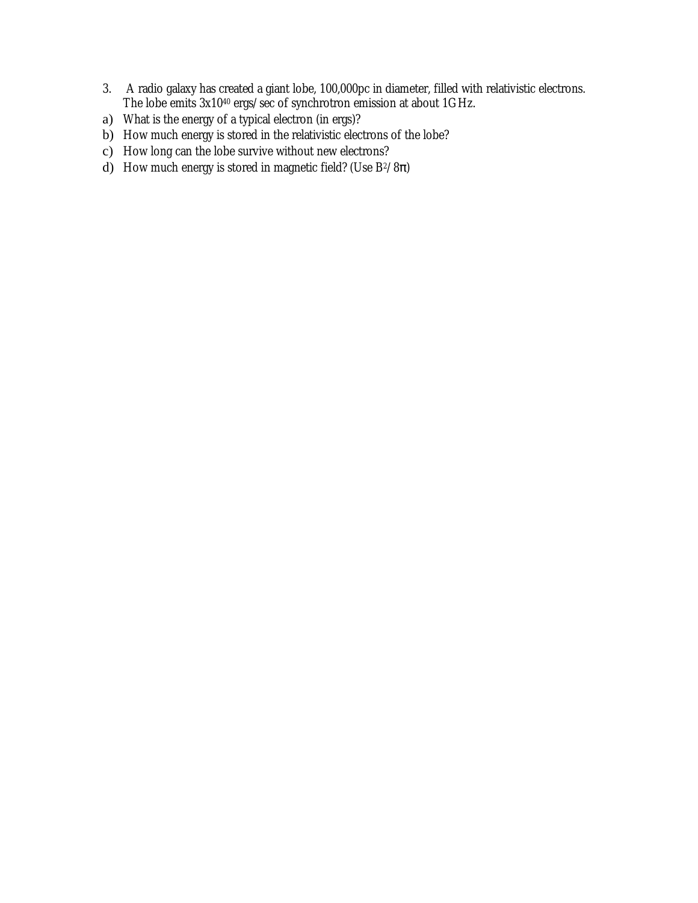3. A radio galaxy has created a giant lobe, 100,000pc in diameter, filled with relativistic electrons. The lobe emits $3 \times 10^{40}$ ergs/sec of synchrotron emission at about 1GHz.

a) What is the energy of a typical electron (in ergs)?

b) How much energy is stored in the relativistic electrons of the lobe?

c) How long can the lobe survive without new electrons?

d) How much energy is stored in magnetic field? (Use $B^2/8\pi$)